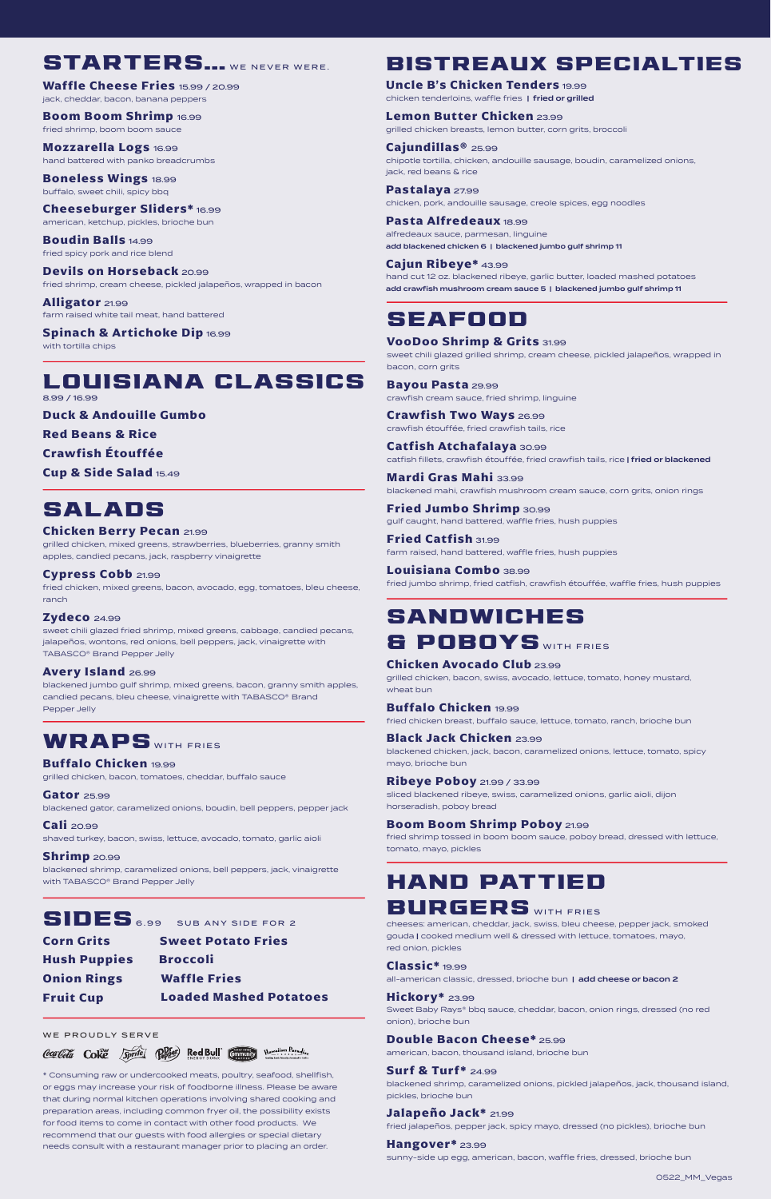## STARTERS... WE NEVER WERE.

**Waffle Cheese Fries** 15.99 / 20.99
jack, cheddar, bacon, banana peppers

**Boom Boom Shrimp** 16.99
fried shrimp, boom boom sauce

**Mozzarella Logs** 16.99
hand battered with panko breadcrumbs

**Boneless Wings** 18.99
buffalo, sweet chili, spicy bbq

**Cheeseburger Sliders*** 16.99
american, ketchup, pickles, brioche bun

**Boudin Balls** 14.99
fried spicy pork and rice blend

**Devils on Horseback** 20.99
fried shrimp, cream cheese, pickled jalapeños, wrapped in bacon

**Alligator** 21.99
farm raised white tail meat, hand battered

**Spinach & Artichoke Dip** 16.99
with tortilla chips

## LOUISIANA CLASSICS

8.99 / 16.99

**Duck & Andouille Gumbo**

**Red Beans & Rice**

**Crawfish Étouffée**

**Cup & Side Salad** 15.49

## SALADS

**Chicken Berry Pecan** 21.99
grilled chicken, mixed greens, strawberries, blueberries, granny smith apples, candied pecans, jack, raspberry vinaigrette

**Cypress Cobb** 21.99
fried chicken, mixed greens, bacon, avocado, egg, tomatoes, bleu cheese, ranch

**Zydeco** 24.99
sweet chili glazed fried shrimp, mixed greens, cabbage, candied pecans, jalapeños, wontons, red onions, bell peppers, jack, vinaigrette with TABASCO® Brand Pepper Jelly

**Avery Island** 26.99
blackened jumbo gulf shrimp, mixed greens, bacon, granny smith apples, candied pecans, bleu cheese, vinaigrette with TABASCO® Brand Pepper Jelly

## WRAPS WITH FRIES

**Buffalo Chicken** 19.99
grilled chicken, bacon, tomatoes, cheddar, buffalo sauce

**Gator** 25.99
blackened gator, caramelized onions, boudin, bell peppers, pepper jack

**Cali** 20.99
shaved turkey, bacon, swiss, lettuce, avocado, tomato, garlic aioli

**Shrimp** 20.99
blackened shrimp, caramelized onions, bell peppers, jack, vinaigrette with TABASCO® Brand Pepper Jelly

## SIDES 6.99 SUB ANY SIDE FOR 2

**Corn Grits**

**Hush Puppies**

**Onion Rings**

**Fruit Cup**

**Sweet Potato Fries**

**Broccoli**

**Waffle Fries**

**Loaded Mashed Potatoes**

WE PROUDLY SERVE

* Consuming raw or undercooked meats, poultry, seafood, shellfish, or eggs may increase your risk of foodborne illness. Please be aware that during normal kitchen operations involving shared cooking and preparation areas, including common fryer oil, the possibility exists for food items to come in contact with other food products. We recommend that our guests with food allergies or special dietary needs consult with a restaurant manager prior to placing an order.

## BISTREAUX SPECIALTIES

**Uncle B's Chicken Tenders** 19.99
chicken tenderloins, waffle fries | **fried or grilled**

**Lemon Butter Chicken** 23.99
grilled chicken breasts, lemon butter, corn grits, broccoli

**Cajundillas®** 25.99
chipotle tortilla, chicken, andouille sausage, boudin, caramelized onions, jack, red beans & rice

**Pastalaya** 27.99
chicken, pork, andouille sausage, creole spices, egg noodles

**Pasta Alfredeaux** 18.99
alfredeaux sauce, parmesan, linguine
**add blackened chicken 6 | blackened jumbo gulf shrimp 11**

**Cajun Ribeye*** 43.99
hand cut 12 oz. blackened ribeye, garlic butter, loaded mashed potatoes
**add crawfish mushroom cream sauce 5 | blackened jumbo gulf shrimp 11**

## SEAFOOD

**VooDoo Shrimp & Grits** 31.99
sweet chili glazed grilled shrimp, cream cheese, pickled jalapeños, wrapped in bacon, corn grits

**Bayou Pasta** 29.99
crawfish cream sauce, fried shrimp, linguine

**Crawfish Two Ways** 26.99
crawfish étouffée, fried crawfish tails, rice

**Catfish Atchafalaya** 30.99
catfish fillets, crawfish étouffée, fried crawfish tails, rice | **fried or blackened**

**Mardi Gras Mahi** 33.99
blackened mahi, crawfish mushroom cream sauce, corn grits, onion rings

**Fried Jumbo Shrimp** 30.99
gulf caught, hand battered, waffle fries, hush puppies

**Fried Catfish** 31.99
farm raised, hand battered, waffle fries, hush puppies

**Louisiana Combo** 38.99
fried jumbo shrimp, fried catfish, crawfish étouffée, waffle fries, hush puppies

## SANDWICHES & POBOYS WITH FRIES

**Chicken Avocado Club** 23.99
grilled chicken, bacon, swiss, avocado, lettuce, tomato, honey mustard, wheat bun

**Buffalo Chicken** 19.99
fried chicken breast, buffalo sauce, lettuce, tomato, ranch, brioche bun

**Black Jack Chicken** 23.99
blackened chicken, jack, bacon, caramelized onions, lettuce, tomato, spicy mayo, brioche bun

**Ribeye Poboy** 21.99 / 33.99
sliced blackened ribeye, swiss, caramelized onions, garlic aioli, dijon horseradish, poboy bread

**Boom Boom Shrimp Poboy** 21.99
fried shrimp tossed in boom boom sauce, poboy bread, dressed with lettuce, tomato, mayo, pickles

## HAND PATTIED BURGERS WITH FRIES

cheeses: american, cheddar, jack, swiss, bleu cheese, pepper jack, smoked gouda | cooked medium well & dressed with lettuce, tomatoes, mayo, red onion, pickles

**Classic*** 19.99
all-american classic, dressed, brioche bun | **add cheese or bacon 2**

**Hickory*** 23.99
Sweet Baby Rays® bbq sauce, cheddar, bacon, onion rings, dressed (no red onion), brioche bun

**Double Bacon Cheese*** 25.99
american, bacon, thousand island, brioche bun

**Surf & Turf*** 24.99
blackened shrimp, caramelized onions, pickled jalapeños, jack, thousand island, pickles, brioche bun

**Jalapeño Jack*** 21.99
fried jalapeños, pepper jack, spicy mayo, dressed (no pickles), brioche bun

**Hangover*** 23.99
sunny-side up egg, american, bacon, waffle fries, dressed, brioche bun

0522_MM_Vegas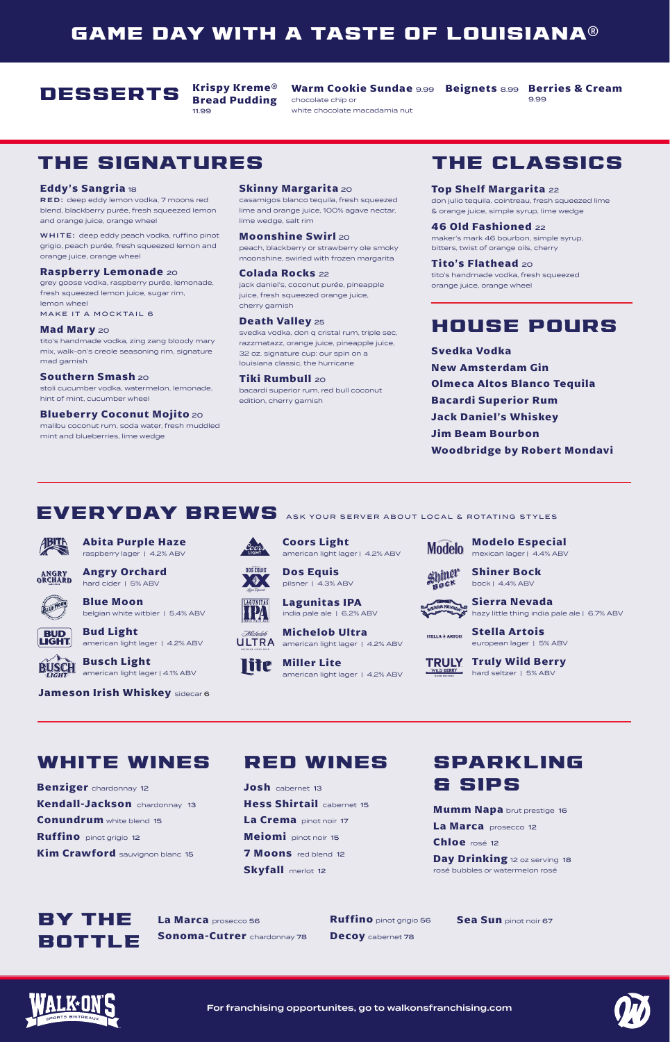# GAME DAY WITH A TASTE OF LOUISIANA®

## DESSERTS

**Krispy Kreme® Bread Pudding** 11.99

**Warm Cookie Sundae** 9.99
chocolate chip or white chocolate macadamia nut

**Beignets** 8.99

**Berries & Cream** 9.99

## THE SIGNATURES

**Eddy's Sangria** 18
RED: deep eddy lemon vodka, 7 moons red blend, blackberry purée, fresh squeezed lemon and orange juice, orange wheel

WHITE: deep eddy peach vodka, ruffino pinot grigio, peach purée, fresh squeezed lemon and orange juice, orange wheel

**Raspberry Lemonade** 20
grey goose vodka, raspberry purée, lemonade, fresh squeezed lemon juice, sugar rim, lemon wheel
MAKE IT A MOCKTAIL 6

**Mad Mary** 20
tito's handmade vodka, zing zang bloody mary mix, walk-on's creole seasoning rim, signature mad garnish

**Southern Smash** 20
stoli cucumber vodka, watermelon, lemonade, hint of mint, cucumber wheel

**Blueberry Coconut Mojito** 20
malibu coconut rum, soda water, fresh muddled mint and blueberries, lime wedge

**Skinny Margarita** 20
casamigos blanco tequila, fresh squeezed lime and orange juice, 100% agave nectar, lime wedge, salt rim

**Moonshine Swirl** 20
peach, blackberry or strawberry ole smoky moonshine, swirled with frozen margarita

**Colada Rocks** 22
jack daniel's, coconut purée, pineapple juice, fresh squeezed orange juice, cherry garnish

**Death Valley** 25
svedka vodka, don q cristal rum, triple sec, razzmatazz, orange juice, pineapple juice, 32 oz. signature cup: our spin on a louisiana classic, the hurricane

**Tiki Rumbull** 20
bacardi superior rum, red bull coconut edition, cherry garnish

## THE CLASSICS

**Top Shelf Margarita** 22
don julio tequila, cointreau, fresh squeezed lime & orange juice, simple syrup, lime wedge

**46 Old Fashioned** 22
maker's mark 46 bourbon, simple syrup, bitters, twist of orange oils, cherry

**Tito's Flathead** 20
tito's handmade vodka, fresh squeezed orange juice, orange wheel

## HOUSE POURS

**Svedka Vodka**
**New Amsterdam Gin**
**Olmeca Altos Blanco Tequila**
**Bacardi Superior Rum**
**Jack Daniel's Whiskey**
**Jim Beam Bourbon**
**Woodbridge by Robert Mondavi**

## EVERYDAY BREWS

ASK YOUR SERVER ABOUT LOCAL & ROTATING STYLES

**Abita Purple Haze**
raspberry lager | 4.2% ABV

**Angry Orchard**
hard cider | 5% ABV

**Blue Moon**
belgian white witbier | 5.4% ABV

**Bud Light**
american light lager | 4.2% ABV

**Busch Light**
american light lager | 4.1% ABV

**Jameson Irish Whiskey** sidecar 6

**Coors Light**
american light lager | 4.2% ABV

**Dos Equis**
pilsner | 4.3% ABV

**Lagunitas IPA**
india pale ale | 6.2% ABV

**Michelob Ultra**
american light lager | 4.2% ABV

**Miller Lite**
american light lager | 4.2% ABV

**Modelo Especial**
mexican lager | 4.4% ABV

**Shiner Bock**
bock | 4.4% ABV

**Sierra Nevada**
hazy little thing india pale ale | 6.7% ABV

**Stella Artois**
european lager | 5% ABV

**Truly Wild Berry**
hard seltzer | 5% ABV

## WHITE WINES

**Benziger** chardonnay 12
**Kendall-Jackson** chardonnay 13
**Conundrum** white blend 15
**Ruffino** pinot grigio 12
**Kim Crawford** sauvignon blanc 15

## RED WINES

**Josh** cabernet 13
**Hess Shirtail** cabernet 15
**La Crema** pinot noir 17
**Meiomi** pinot noir 15
**7 Moons** red blend 12
**Skyfall** merlot 12

## SPARKLING & SIPS

**Mumm Napa** brut prestige 16
**La Marca** prosecco 12
**Chloe** rosé 12
**Day Drinking** 12 oz serving 18
rosé bubbles or watermelon rosé

## BY THE BOTTLE

**La Marca** prosecco 56
**Sonoma-Cutrer** chardonnay 78
**Ruffino** pinot grigio 56
**Decoy** cabernet 78
**Sea Sun** pinot noir 67

For franchising opportunites, go to walkonsfranchising.com